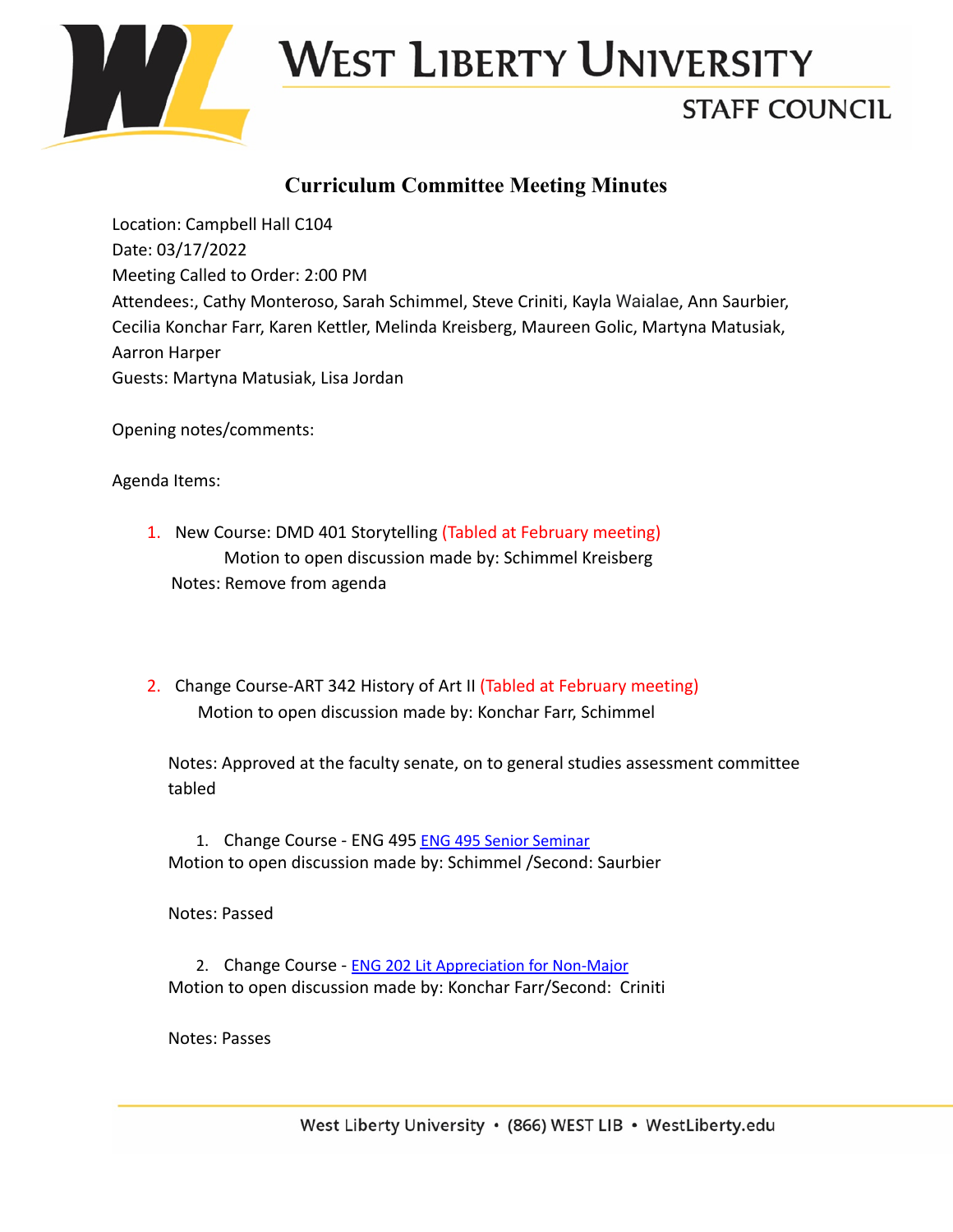# West Liberty University

## Staff Council

### Curriculum Committee Meeting Minutes

Location: Campbell Hall C104
Date: 03/17/2022
Meeting Called to Order: 2:00 PM
Attendees:, Cathy Monteroso, Sarah Schimmel, Steve Criniti, Kayla Waialae, Ann Saurbier, Cecilia Konchar Farr, Karen Kettler, Melinda Kreisberg, Maureen Golic, Martyna Matusiak, Aarron Harper
Guests: Martyna Matusiak, Lisa Jordan

Opening notes/comments:

Agenda Items:

1. New Course: DMD 401 Storytelling (Tabled at February meeting)
   Motion to open discussion made by: Schimmel Kreisberg
   Notes: Remove from agenda

2. Change Course-ART 342 History of Art II (Tabled at February meeting)
   Motion to open discussion made by: Konchar Farr, Schimmel

   Notes: Approved at the faculty senate, on to general studies assessment committee tabled

   1. Change Course - ENG 495 ENG 495 Senior Seminar
   Motion to open discussion made by: Schimmel /Second: Saurbier

   Notes: Passed

   2. Change Course - ENG 202 Lit Appreciation for Non-Major
   Motion to open discussion made by: Konchar Farr/Second: Criniti

   Notes: Passes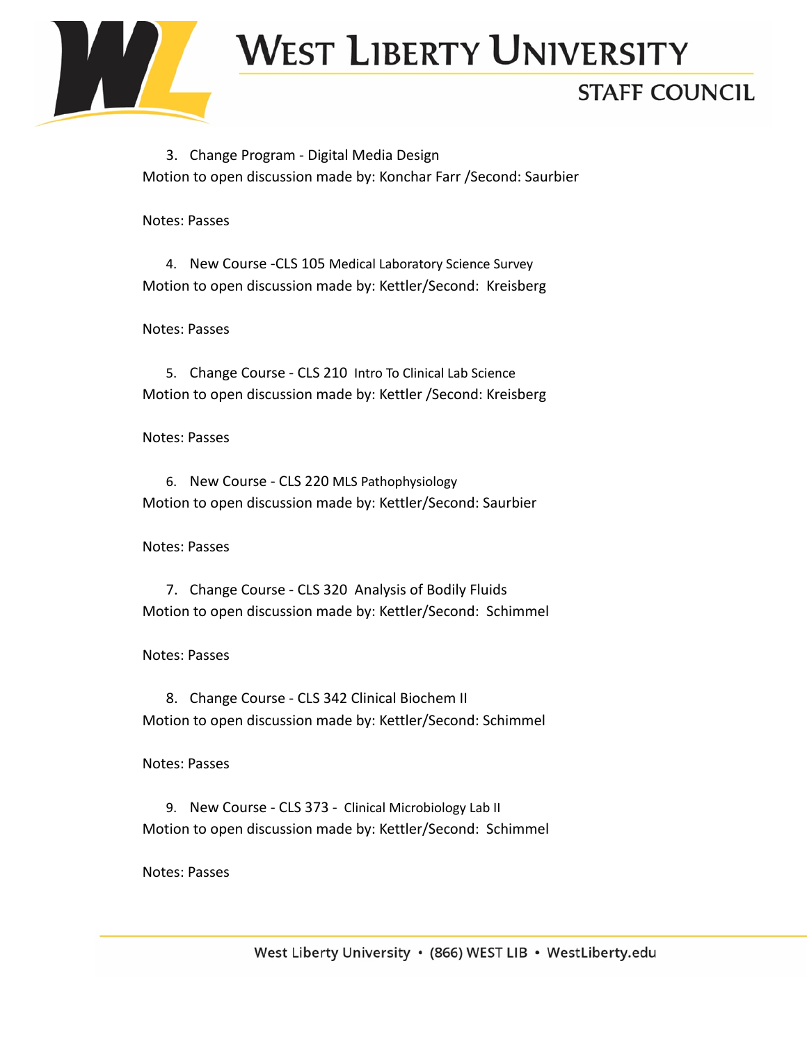3. Change Program - Digital Media Design

Motion to open discussion made by: Konchar Farr /Second: Saurbier

Notes: Passes

4. New Course -CLS 105 Medical Laboratory Science Survey

Motion to open discussion made by: Kettler/Second: Kreisberg

Notes: Passes

5. Change Course - CLS 210 Intro To Clinical Lab Science

Motion to open discussion made by: Kettler /Second: Kreisberg

Notes: Passes

6. New Course - CLS 220 MLS Pathophysiology

Motion to open discussion made by: Kettler/Second: Saurbier

Notes: Passes

7. Change Course - CLS 320 Analysis of Bodily Fluids

Motion to open discussion made by: Kettler/Second: Schimmel

Notes: Passes

8. Change Course - CLS 342 Clinical Biochem II

Motion to open discussion made by: Kettler/Second: Schimmel

Notes: Passes

9. New Course - CLS 373 - Clinical Microbiology Lab II

Motion to open discussion made by: Kettler/Second: Schimmel

Notes: Passes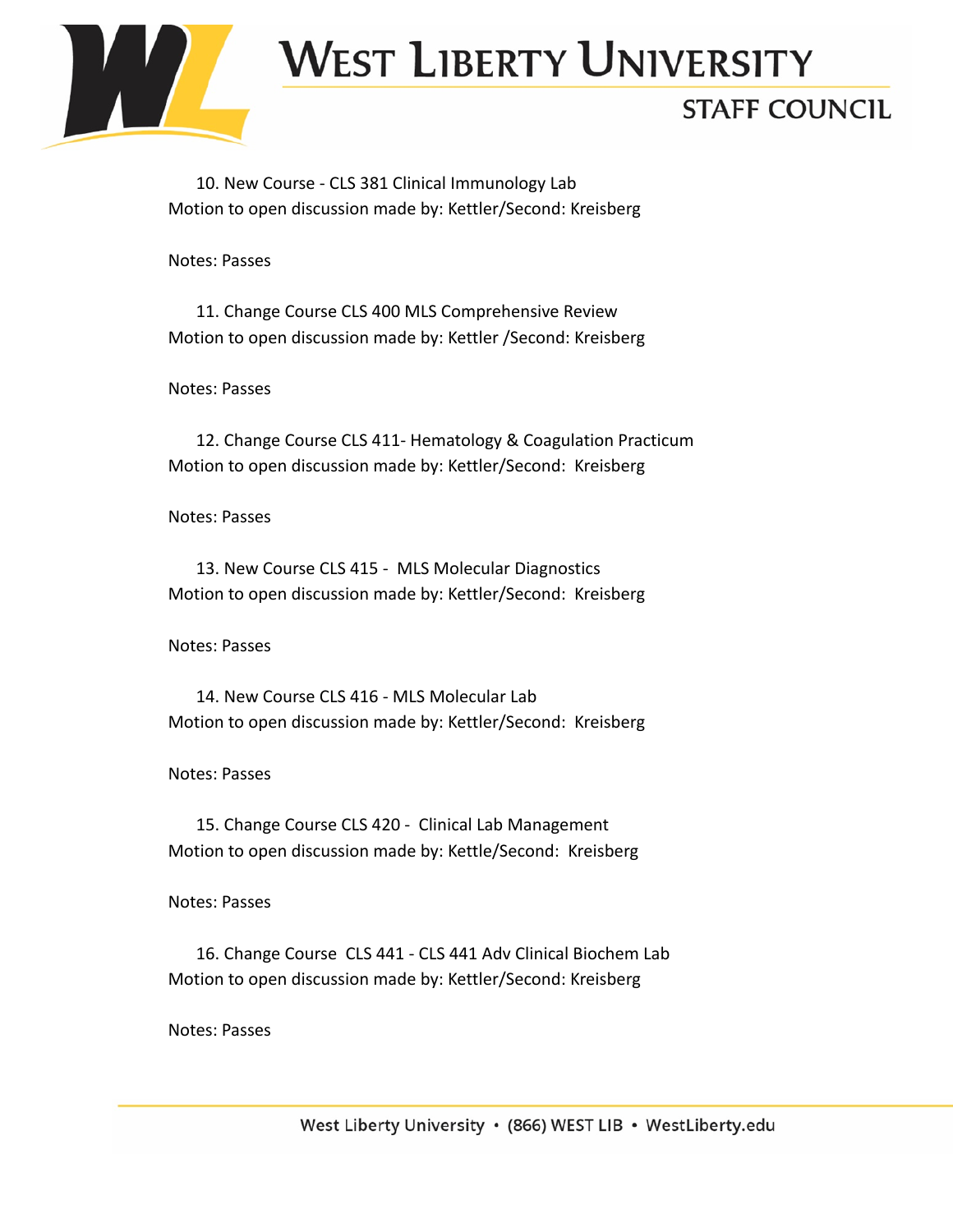10. New Course - CLS 381 Clinical Immunology Lab

Motion to open discussion made by: Kettler/Second: Kreisberg

Notes: Passes

11. Change Course CLS 400 MLS Comprehensive Review

Motion to open discussion made by: Kettler /Second: Kreisberg

Notes: Passes

12. Change Course CLS 411- Hematology & Coagulation Practicum

Motion to open discussion made by: Kettler/Second: Kreisberg

Notes: Passes

13. New Course CLS 415 - MLS Molecular Diagnostics

Motion to open discussion made by: Kettler/Second: Kreisberg

Notes: Passes

14. New Course CLS 416 - MLS Molecular Lab

Motion to open discussion made by: Kettler/Second: Kreisberg

Notes: Passes

15. Change Course CLS 420 - Clinical Lab Management

Motion to open discussion made by: Kettle/Second: Kreisberg

Notes: Passes

16. Change Course CLS 441 - CLS 441 Adv Clinical Biochem Lab

Motion to open discussion made by: Kettler/Second: Kreisberg

Notes: Passes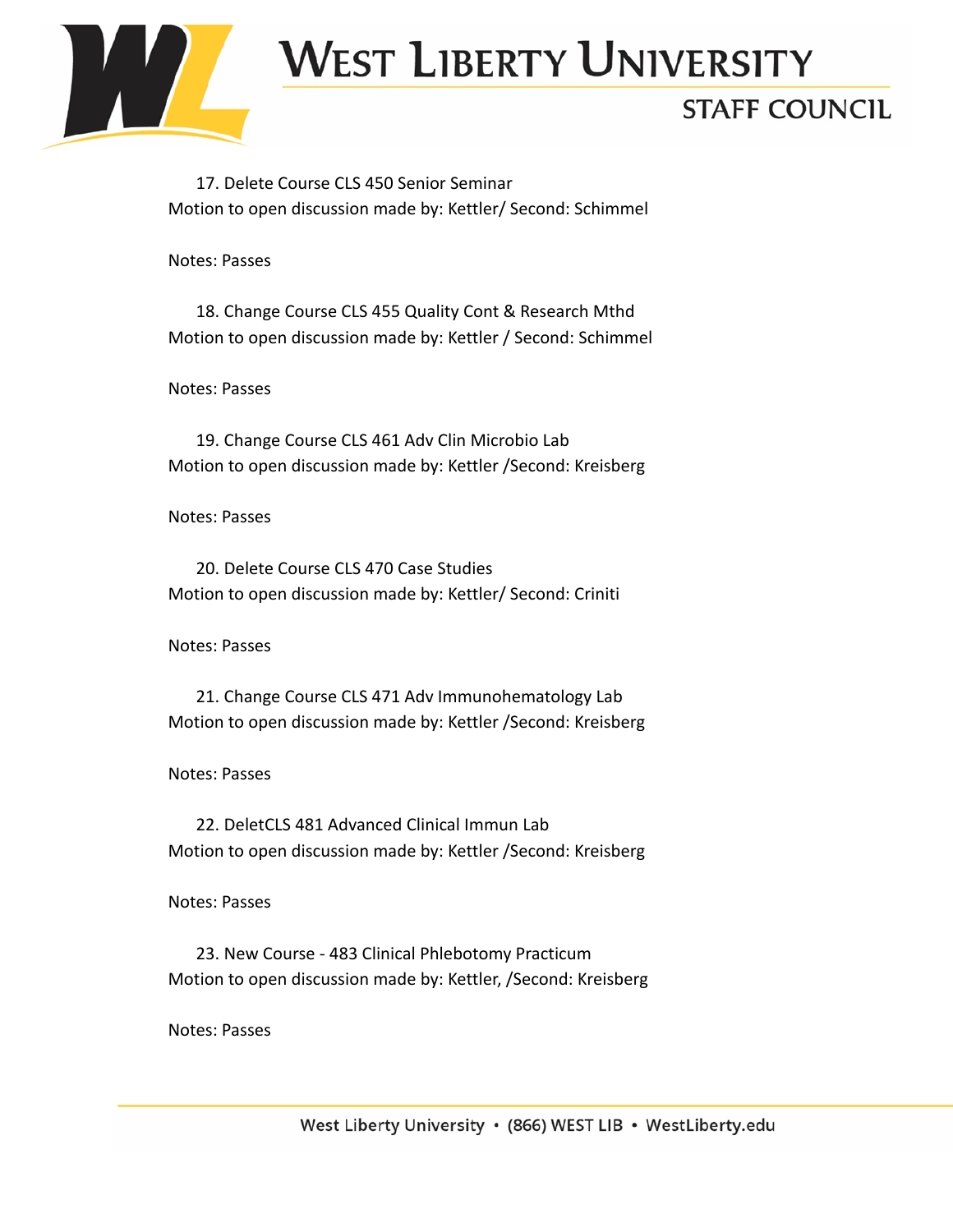17. Delete Course CLS 450 Senior Seminar

Motion to open discussion made by: Kettler/ Second: Schimmel

Notes: Passes

18. Change Course CLS 455 Quality Cont & Research Mthd

Motion to open discussion made by: Kettler / Second: Schimmel

Notes: Passes

19. Change Course CLS 461 Adv Clin Microbio Lab

Motion to open discussion made by: Kettler /Second: Kreisberg

Notes: Passes

20. Delete Course CLS 470 Case Studies

Motion to open discussion made by: Kettler/ Second: Criniti

Notes: Passes

21. Change Course CLS 471 Adv Immunohematology Lab

Motion to open discussion made by: Kettler /Second: Kreisberg

Notes: Passes

22. DeletCLS 481 Advanced Clinical Immun Lab

Motion to open discussion made by: Kettler /Second: Kreisberg

Notes: Passes

23. New Course - 483 Clinical Phlebotomy Practicum

Motion to open discussion made by: Kettler, /Second: Kreisberg

Notes: Passes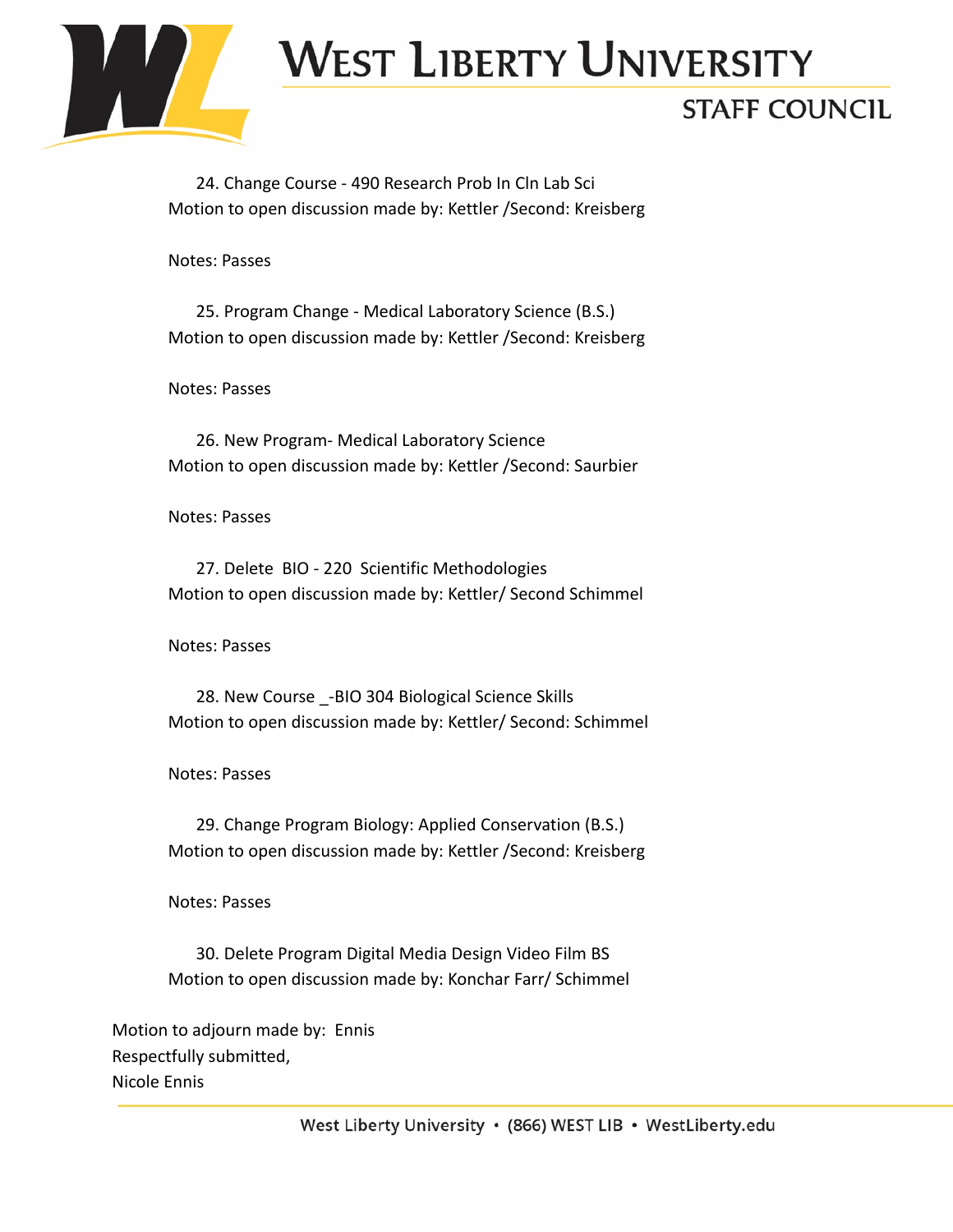24. Change Course - 490 Research Prob In Cln Lab Sci
Motion to open discussion made by: Kettler /Second: Kreisberg

Notes: Passes

25. Program Change - Medical Laboratory Science (B.S.)
Motion to open discussion made by: Kettler /Second: Kreisberg

Notes: Passes

26. New Program- Medical Laboratory Science
Motion to open discussion made by: Kettler /Second: Saurbier

Notes: Passes

27. Delete BIO - 220 Scientific Methodologies
Motion to open discussion made by: Kettler/ Second Schimmel

Notes: Passes

28. New Course _-BIO 304 Biological Science Skills
Motion to open discussion made by: Kettler/ Second: Schimmel

Notes: Passes

29. Change Program Biology: Applied Conservation (B.S.)
Motion to open discussion made by: Kettler /Second: Kreisberg

Notes: Passes

30. Delete Program Digital Media Design Video Film BS
Motion to open discussion made by: Konchar Farr/ Schimmel

Motion to adjourn made by: Ennis
Respectfully submitted,
Nicole Ennis